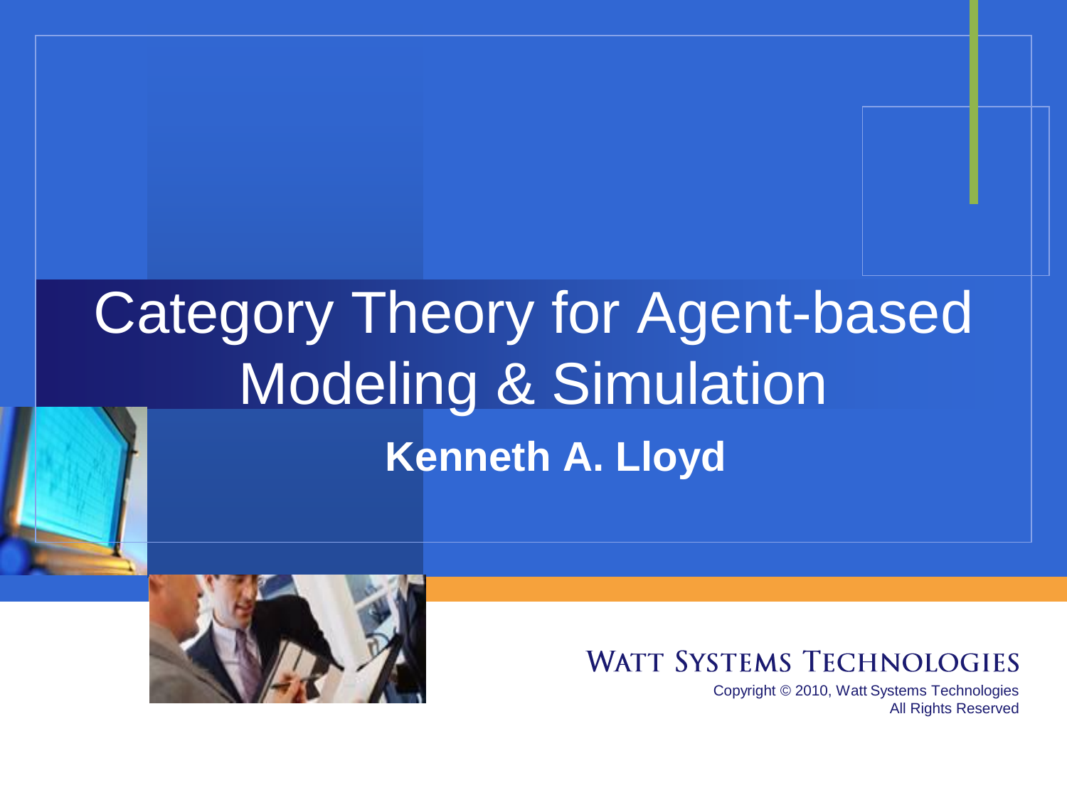# Category Theory for Agent-based Modeling & Simulation

**Kenneth A. Lloyd**

WATT SYSTEMS TECHNOLOGIES

Copyright © 2010, Watt Systems Technologies
All Rights Reserved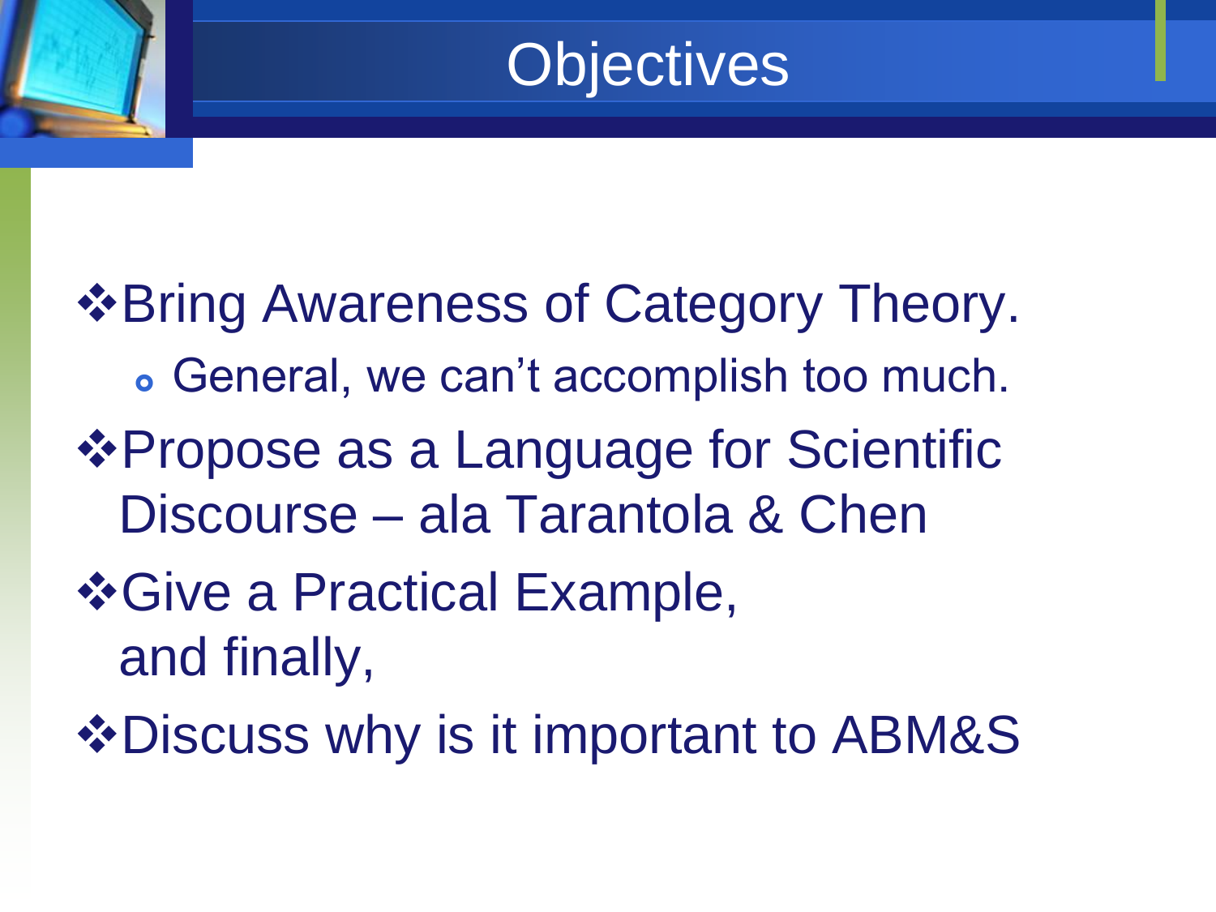# Objectives

- Bring Awareness of Category Theory.
  - General, we can't accomplish too much.
- Propose as a Language for Scientific Discourse – ala Tarantola & Chen
- Give a Practical Example,
  and finally,
- Discuss why is it important to ABM&S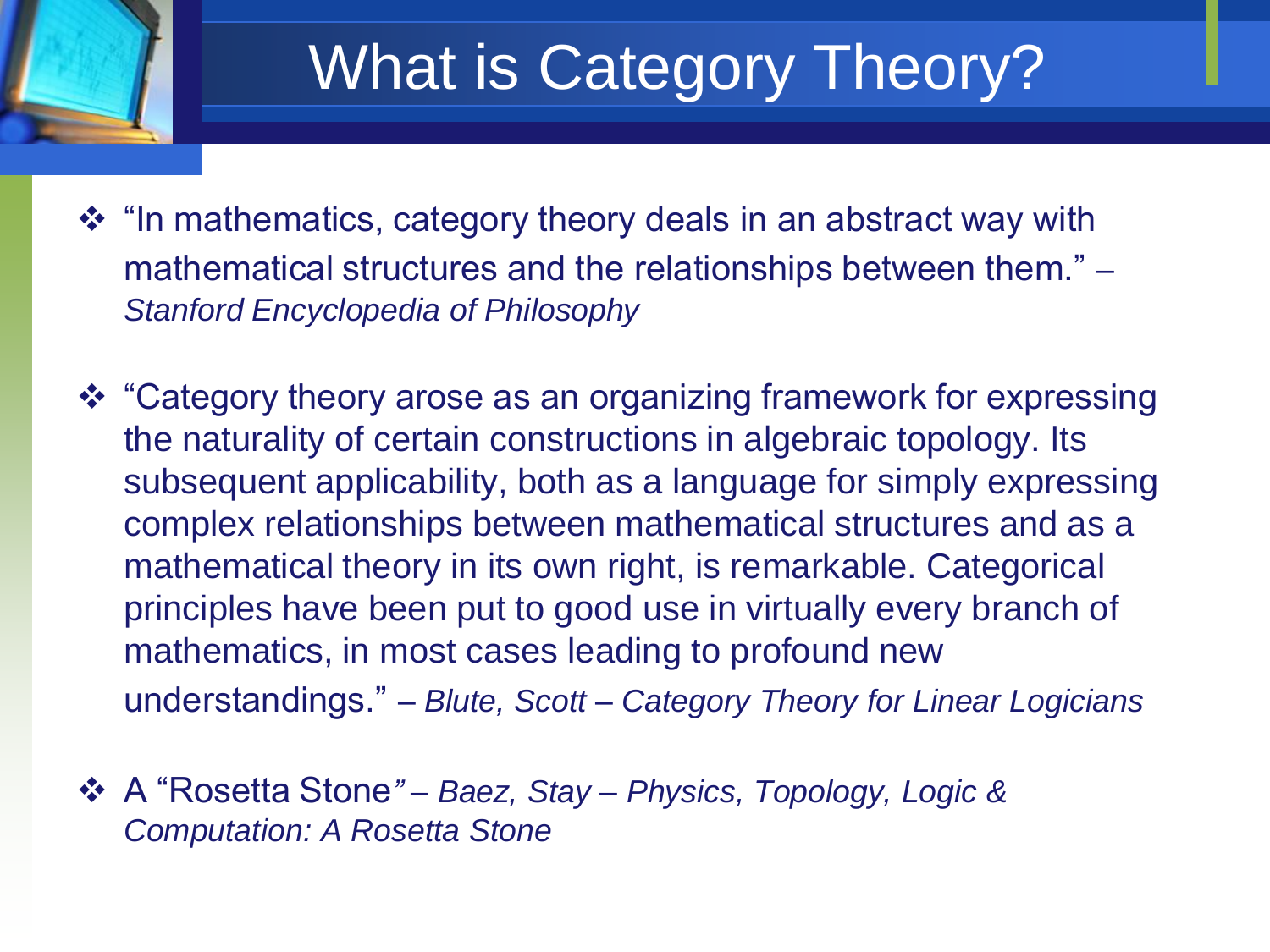# What is Category Theory?

- "In mathematics, category theory deals in an abstract way with mathematical structures and the relationships between them." – *Stanford Encyclopedia of Philosophy*

- "Category theory arose as an organizing framework for expressing the naturality of certain constructions in algebraic topology. Its subsequent applicability, both as a language for simply expressing complex relationships between mathematical structures and as a mathematical theory in its own right, is remarkable. Categorical principles have been put to good use in virtually every branch of mathematics, in most cases leading to profound new understandings." *– Blute, Scott – Category Theory for Linear Logicians*

- A "Rosetta Stone*" – Baez, Stay – Physics, Topology, Logic & Computation: A Rosetta Stone*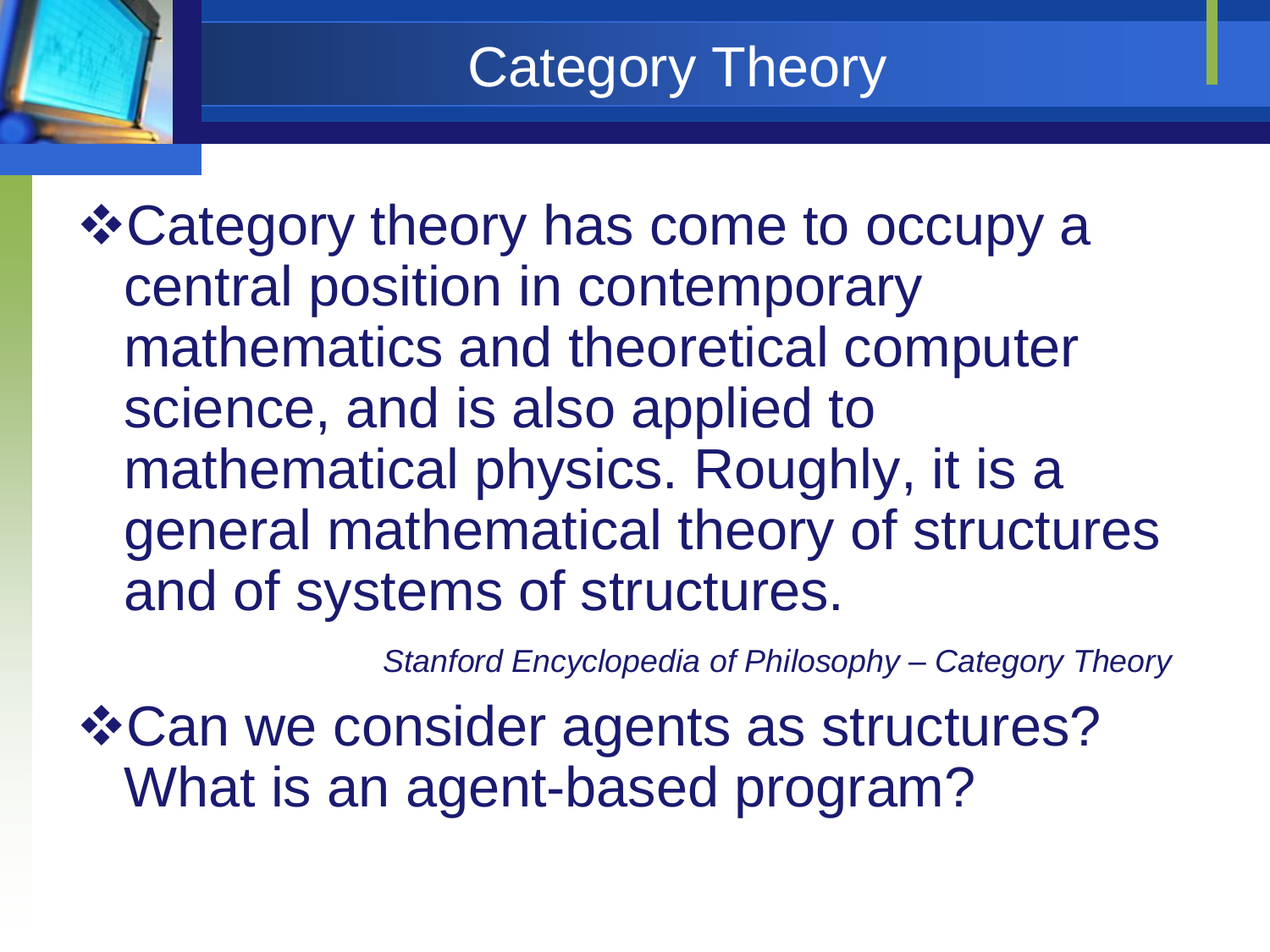# Category Theory

- Category theory has come to occupy a central position in contemporary mathematics and theoretical computer science, and is also applied to mathematical physics. Roughly, it is a general mathematical theory of structures and of systems of structures.

  *Stanford Encyclopedia of Philosophy – Category Theory*

- Can we consider agents as structures? What is an agent-based program?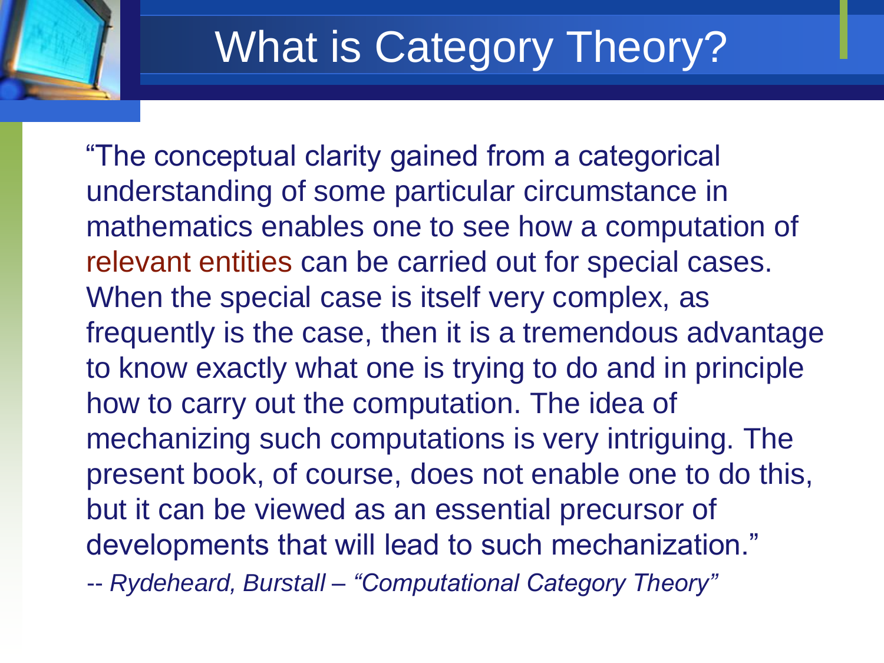# What is Category Theory?

"The conceptual clarity gained from a categorical understanding of some particular circumstance in mathematics enables one to see how a computation of relevant entities can be carried out for special cases. When the special case is itself very complex, as frequently is the case, then it is a tremendous advantage to know exactly what one is trying to do and in principle how to carry out the computation. The idea of mechanizing such computations is very intriguing. The present book, of course, does not enable one to do this, but it can be viewed as an essential precursor of developments that will lead to such mechanization."

*-- Rydeheard, Burstall – "Computational Category Theory"*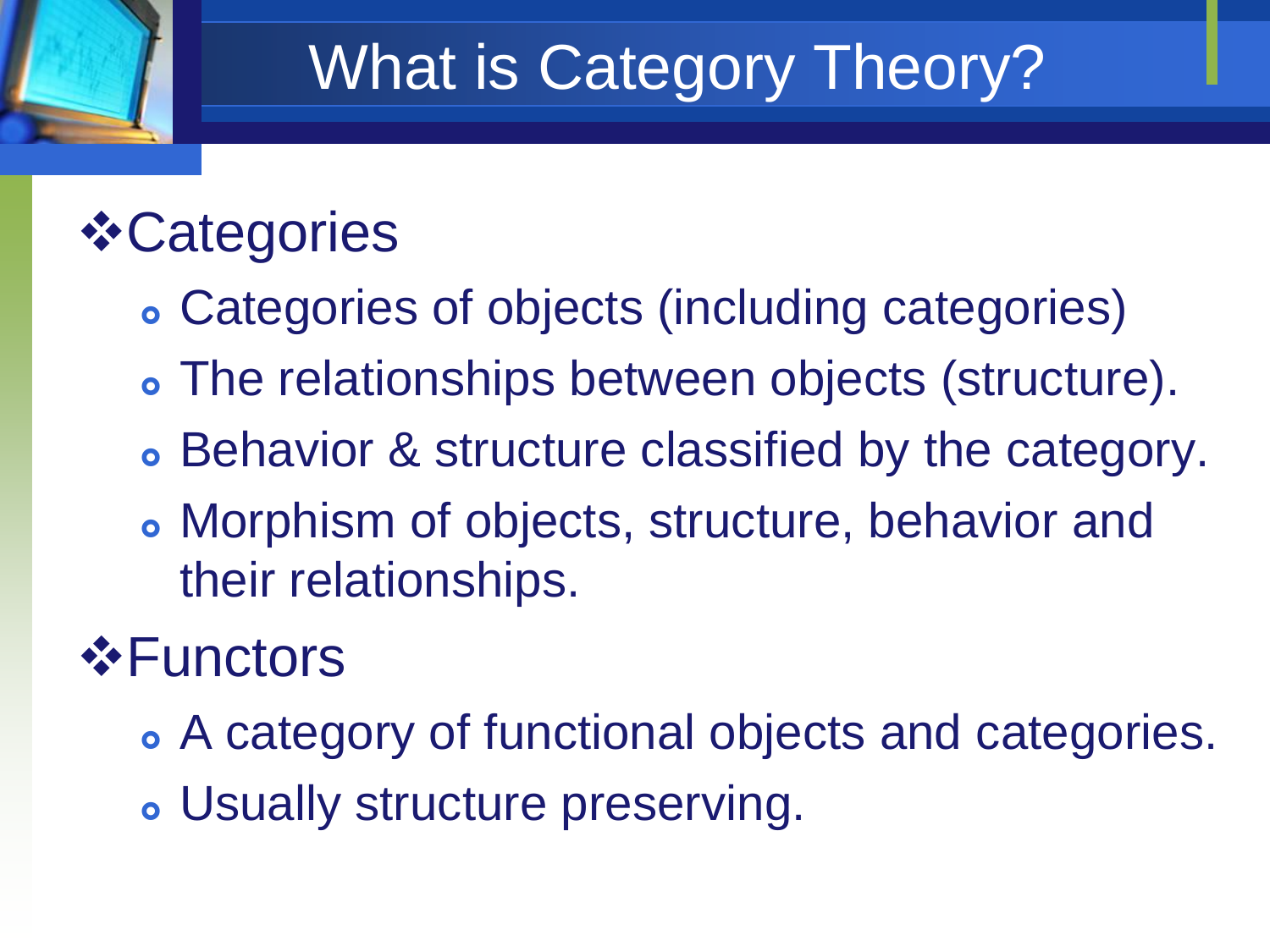# What is Category Theory?

- Categories
  - Categories of objects (including categories)
  - The relationships between objects (structure).
  - Behavior & structure classified by the category.
  - Morphism of objects, structure, behavior and their relationships.
- Functors
  - A category of functional objects and categories.
  - Usually structure preserving.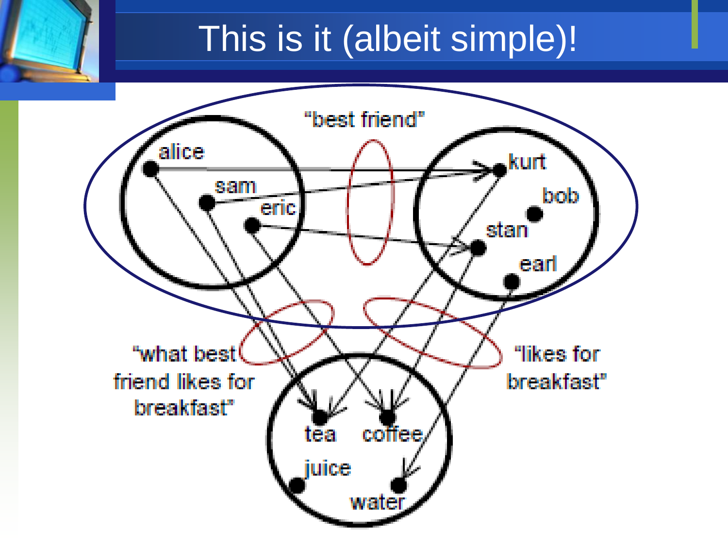# This is it (albeit simple)!

"best friend"

alice, sam, eric

kurt, bob, stan, earl

"what best friend likes for breakfast"

"likes for breakfast"

tea, coffee, juice, water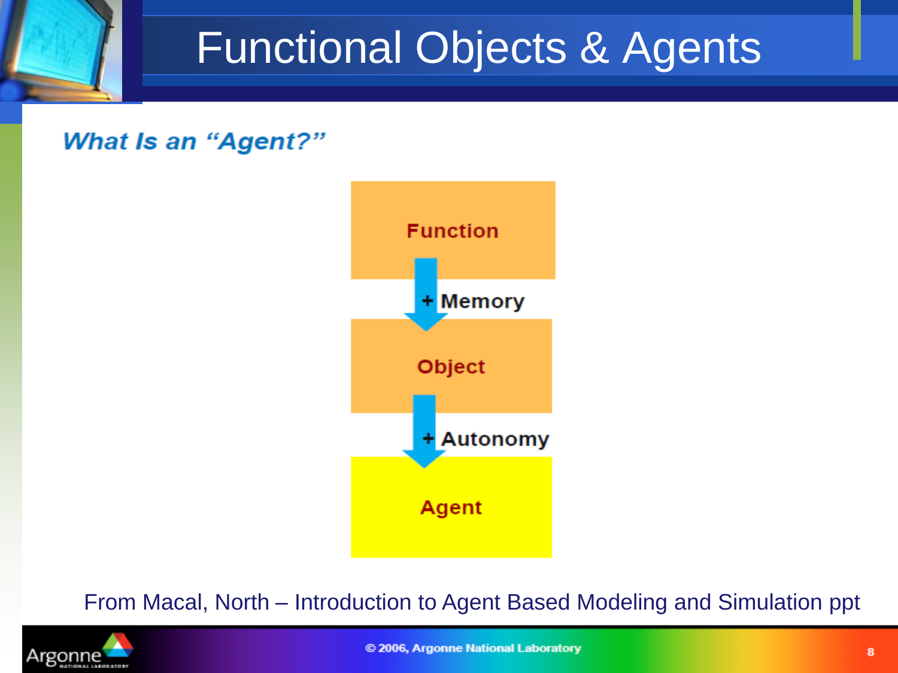# Functional Objects & Agents

***What Is an "Agent?"***

**Function**

**+ Memory**

**Object**

**+ Autonomy**

**Agent**

From Macal, North – Introduction to Agent Based Modeling and Simulation ppt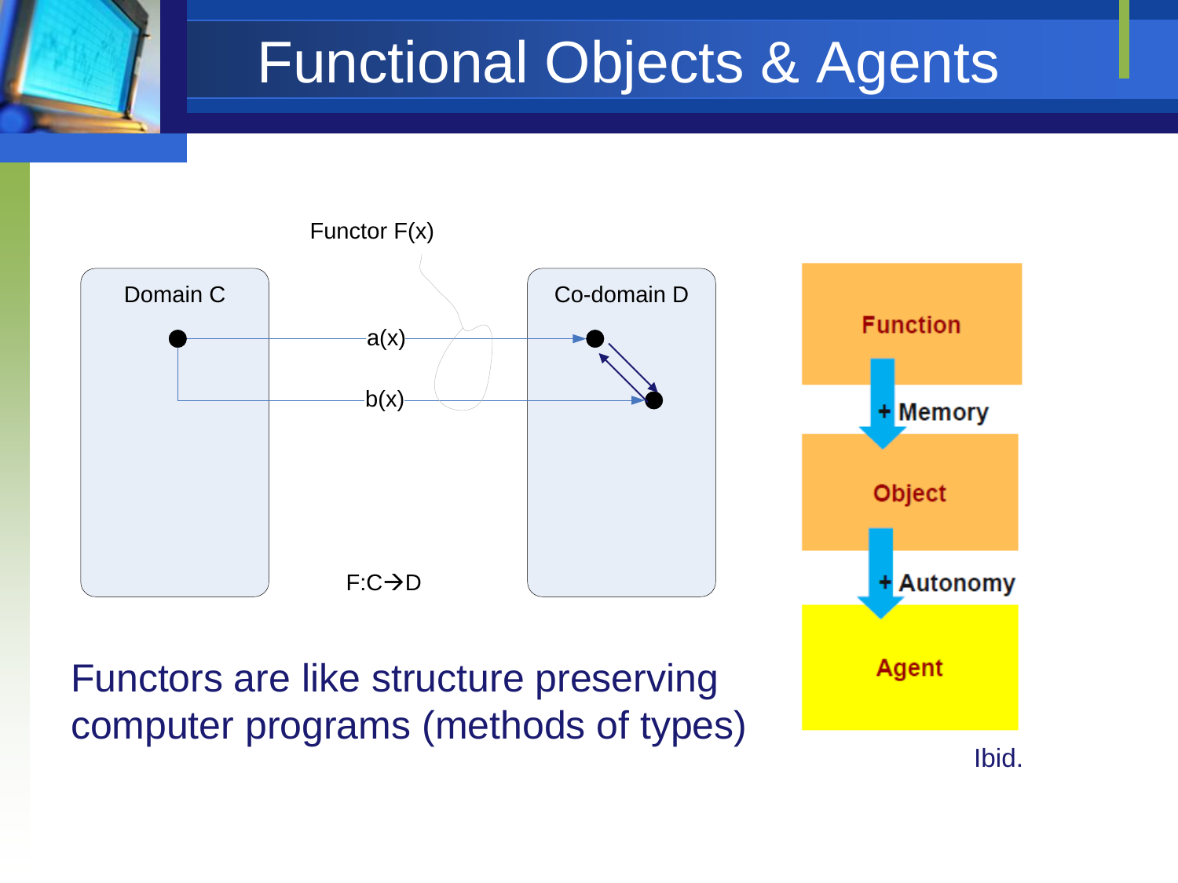# Functional Objects & Agents

Functor F(x)

Domain C

Co-domain D

a(x)

b(x)

F:C→D

Functors are like structure preserving computer programs (methods of types)

**Function**

**+ Memory**

**Object**

**+ Autonomy**

**Agent**

Ibid.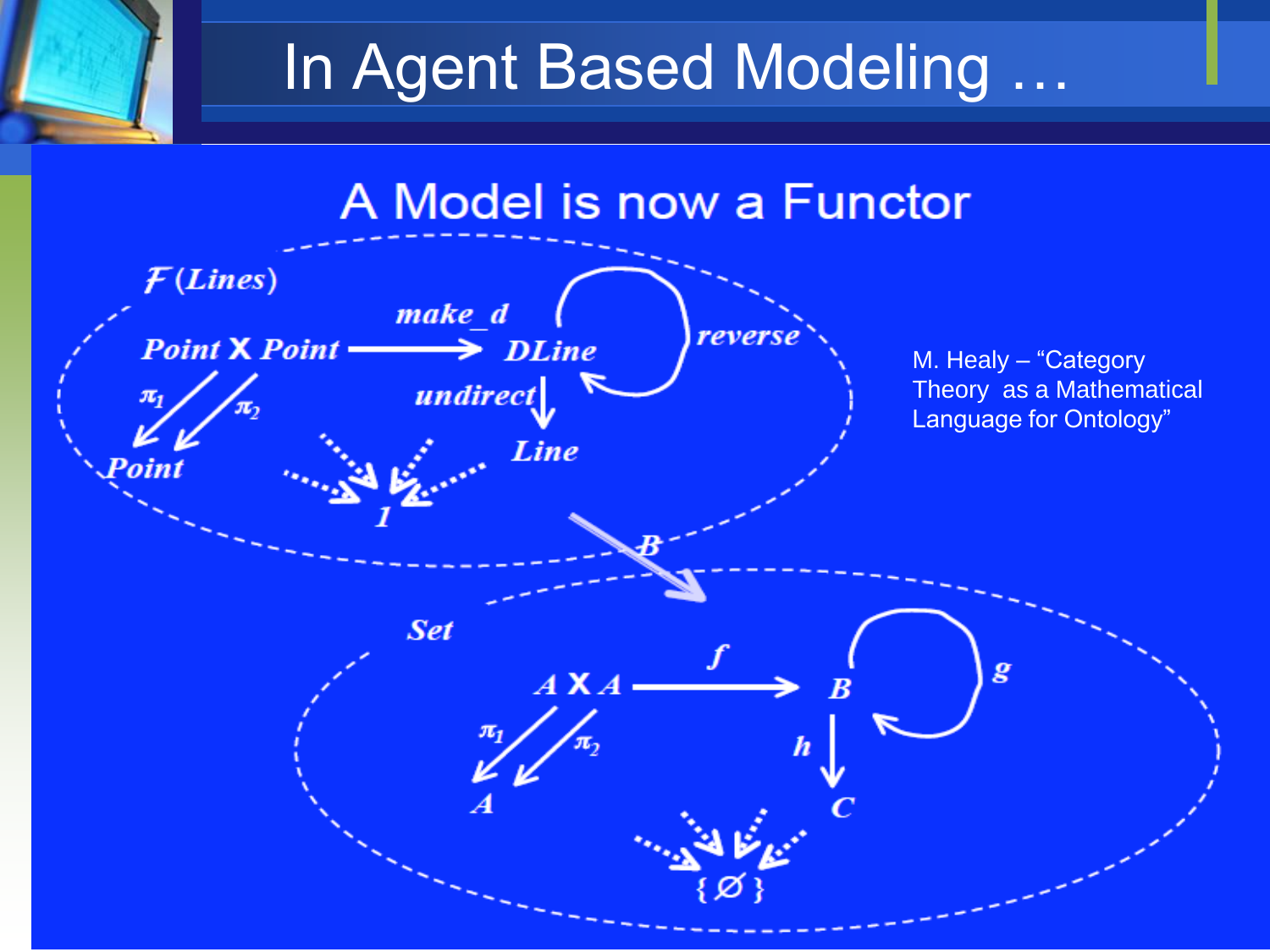# In Agent Based Modeling …

## A Model is now a Functor

$\mathcal{F}(Lines)$

$Point \times Point \xrightarrow{make\_d} DLine$

$reverse: DLine \to DLine$

$\pi_1, \pi_2: Point \times Point \to Point$

$undirect: DLine \to Line$

$1$

$B$

$Set$

$A \times A \xrightarrow{f} B$

$g: B \to B$

$\pi_1, \pi_2: A \times A \to A$

$h: B \to C$

$\{\varnothing\}$

M. Healy – "Category Theory as a Mathematical Language for Ontology"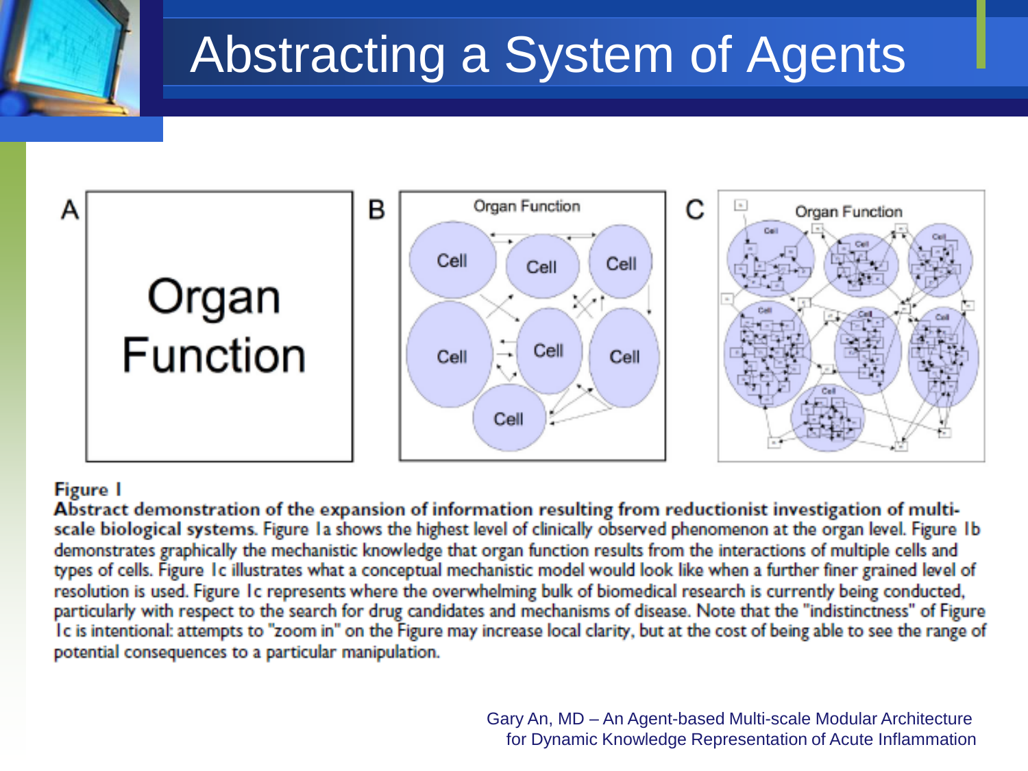# Abstracting a System of Agents

A

Organ Function

B

Organ Function

Cell Cell Cell

Cell Cell Cell

Cell

C

Organ Function

**Figure 1**

**Abstract demonstration of the expansion of information resulting from reductionist investigation of multi-scale biological systems.** Figure 1a shows the highest level of clinically observed phenomenon at the organ level. Figure 1b demonstrates graphically the mechanistic knowledge that organ function results from the interactions of multiple cells and types of cells. Figure 1c illustrates what a conceptual mechanistic model would look like when a further finer grained level of resolution is used. Figure 1c represents where the overwhelming bulk of biomedical research is currently being conducted, particularly with respect to the search for drug candidates and mechanisms of disease. Note that the "indistinctness" of Figure 1c is intentional: attempts to "zoom in" on the Figure may increase local clarity, but at the cost of being able to see the range of potential consequences to a particular manipulation.

Gary An, MD – An Agent-based Multi-scale Modular Architecture for Dynamic Knowledge Representation of Acute Inflammation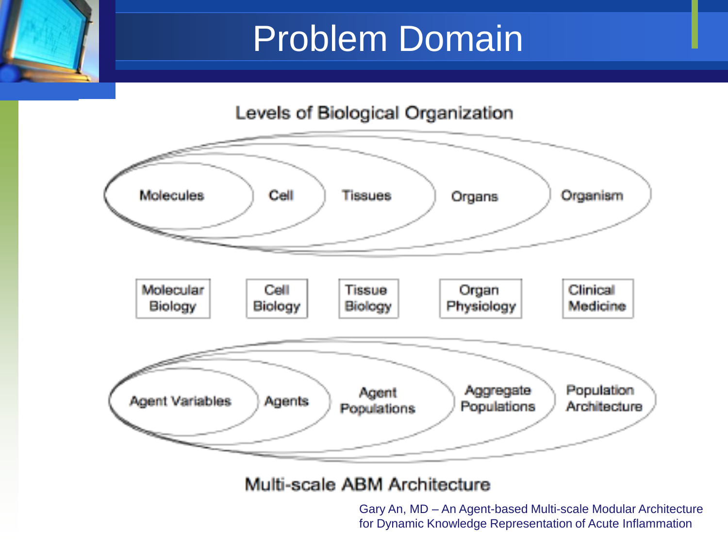# Problem Domain

**Levels of Biological Organization**

Molecules | Cell | Tissues | Organs | Organism

| Molecular Biology | Cell Biology | Tissue Biology | Organ Physiology | Clinical Medicine |
|---|---|---|---|---|

Agent Variables | Agents | Agent Populations | Aggregate Populations | Population Architecture

**Multi-scale ABM Architecture**

Gary An, MD – An Agent-based Multi-scale Modular Architecture for Dynamic Knowledge Representation of Acute Inflammation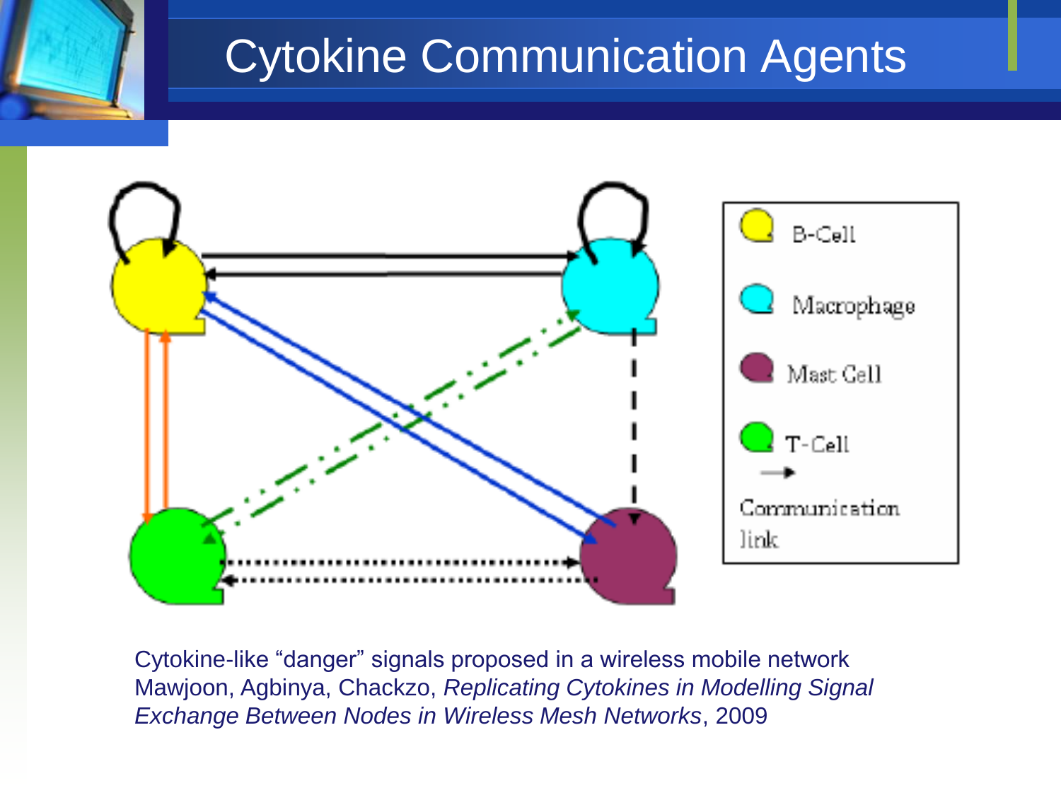# Cytokine Communication Agents

B-Cell

Macrophage

Mast Cell

T-Cell

Communication link

Cytokine-like “danger” signals proposed in a wireless mobile network
Mawjoon, Agbinya, Chackzo, *Replicating Cytokines in Modelling Signal Exchange Between Nodes in Wireless Mesh Networks*, 2009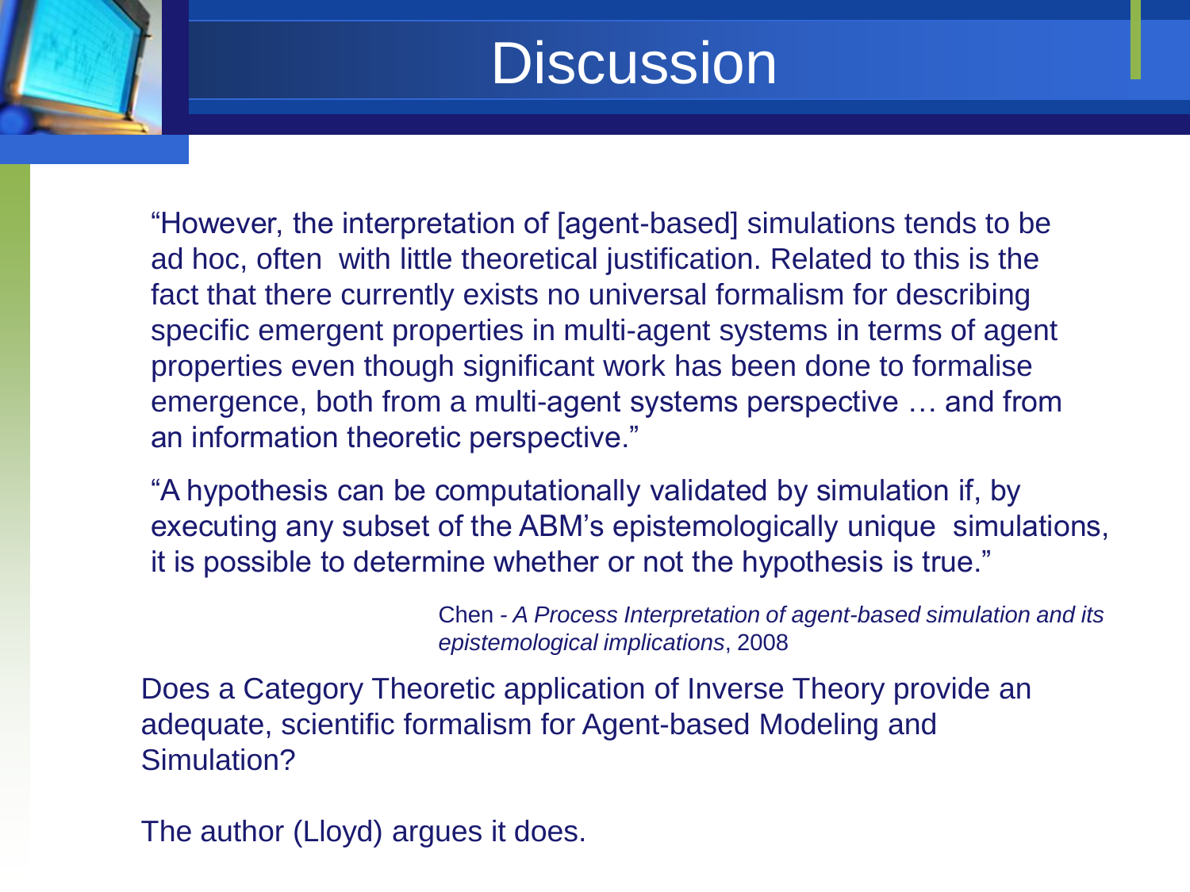# Discussion

"However, the interpretation of [agent-based] simulations tends to be ad hoc, often with little theoretical justification. Related to this is the fact that there currently exists no universal formalism for describing specific emergent properties in multi-agent systems in terms of agent properties even though significant work has been done to formalise emergence, both from a multi-agent systems perspective … and from an information theoretic perspective."

"A hypothesis can be computationally validated by simulation if, by executing any subset of the ABM's epistemologically unique simulations, it is possible to determine whether or not the hypothesis is true."

Chen - *A Process Interpretation of agent-based simulation and its epistemological implications*, 2008

Does a Category Theoretic application of Inverse Theory provide an adequate, scientific formalism for Agent-based Modeling and Simulation?

The author (Lloyd) argues it does.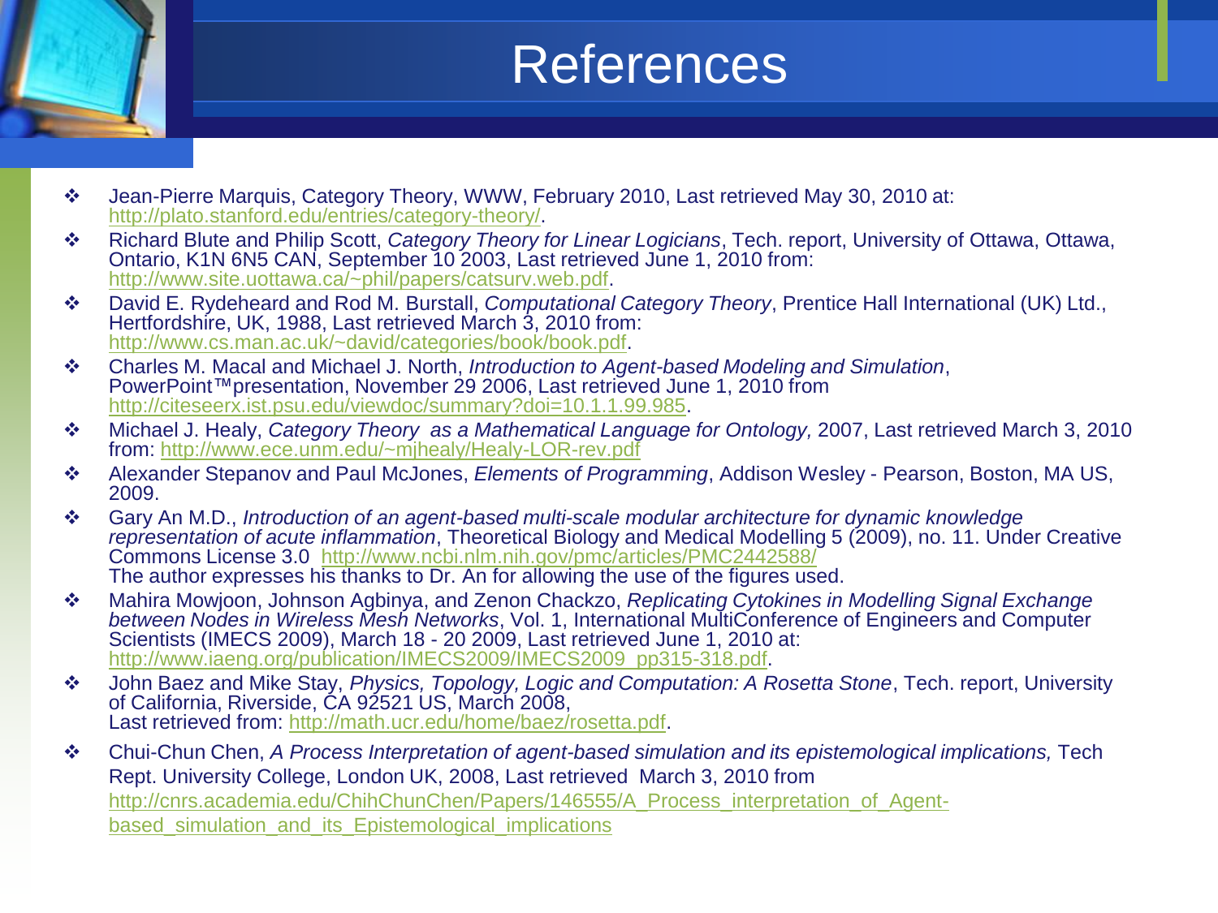# References

- Jean-Pierre Marquis, Category Theory, WWW, February 2010, Last retrieved May 30, 2010 at: http://plato.stanford.edu/entries/category-theory/.
- Richard Blute and Philip Scott, *Category Theory for Linear Logicians*, Tech. report, University of Ottawa, Ottawa, Ontario, K1N 6N5 CAN, September 10 2003, Last retrieved June 1, 2010 from: http://www.site.uottawa.ca/~phil/papers/catsurv.web.pdf.
- David E. Rydeheard and Rod M. Burstall, *Computational Category Theory*, Prentice Hall International (UK) Ltd., Hertfordshire, UK, 1988, Last retrieved March 3, 2010 from: http://www.cs.man.ac.uk/~david/categories/book/book.pdf.
- Charles M. Macal and Michael J. North, *Introduction to Agent-based Modeling and Simulation*, PowerPoint™presentation, November 29 2006, Last retrieved June 1, 2010 from http://citeseerx.ist.psu.edu/viewdoc/summary?doi=10.1.1.99.985.
- Michael J. Healy, *Category Theory as a Mathematical Language for Ontology,* 2007, Last retrieved March 3, 2010 from: http://www.ece.unm.edu/~mjhealy/Healy-LOR-rev.pdf
- Alexander Stepanov and Paul McJones, *Elements of Programming*, Addison Wesley - Pearson, Boston, MA US, 2009.
- Gary An M.D., *Introduction of an agent-based multi-scale modular architecture for dynamic knowledge representation of acute inflammation*, Theoretical Biology and Medical Modelling 5 (2009), no. 11. Under Creative Commons License 3.0 http://www.ncbi.nlm.nih.gov/pmc/articles/PMC2442588/
  The author expresses his thanks to Dr. An for allowing the use of the figures used.
- Mahira Mowjoon, Johnson Agbinya, and Zenon Chackzo, *Replicating Cytokines in Modelling Signal Exchange between Nodes in Wireless Mesh Networks*, Vol. 1, International MultiConference of Engineers and Computer Scientists (IMECS 2009), March 18 - 20 2009, Last retrieved June 1, 2010 at: http://www.iaeng.org/publication/IMECS2009/IMECS2009_pp315-318.pdf.
- John Baez and Mike Stay, *Physics, Topology, Logic and Computation: A Rosetta Stone*, Tech. report, University of California, Riverside, CA 92521 US, March 2008, Last retrieved from: http://math.ucr.edu/home/baez/rosetta.pdf.
- Chui-Chun Chen, *A Process Interpretation of agent-based simulation and its epistemological implications,* Tech Rept. University College, London UK, 2008, Last retrieved March 3, 2010 from http://cnrs.academia.edu/ChihChunChen/Papers/146555/A_Process_interpretation_of_Agent-based_simulation_and_its_Epistemological_implications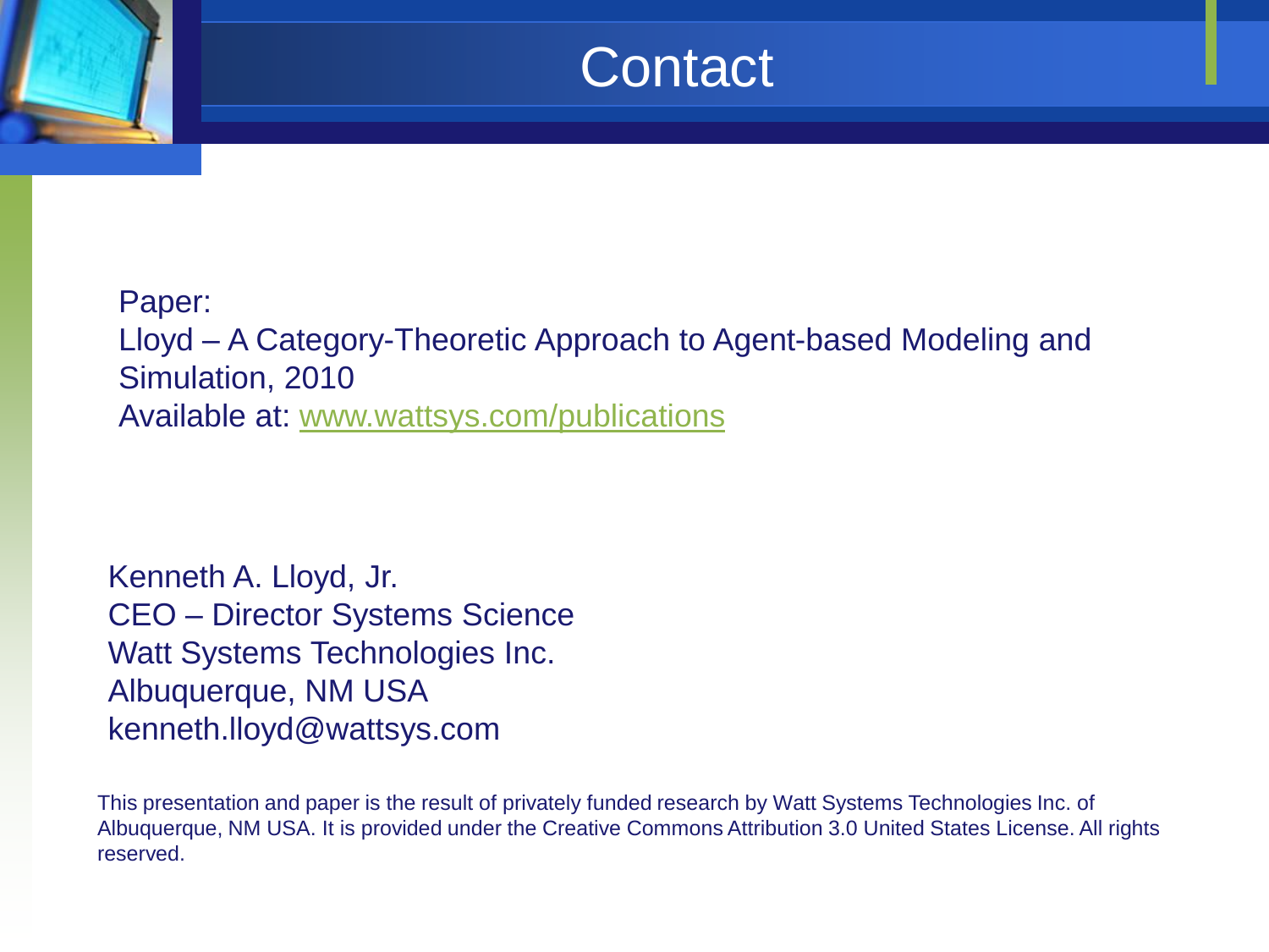# Contact

Paper:
Lloyd – A Category-Theoretic Approach to Agent-based Modeling and Simulation, 2010
Available at: [www.wattsys.com/publications](www.wattsys.com/publications)

Kenneth A. Lloyd, Jr.
CEO – Director Systems Science
Watt Systems Technologies Inc.
Albuquerque, NM USA
kenneth.lloyd@wattsys.com

This presentation and paper is the result of privately funded research by Watt Systems Technologies Inc. of Albuquerque, NM USA. It is provided under the Creative Commons Attribution 3.0 United States License. All rights reserved.